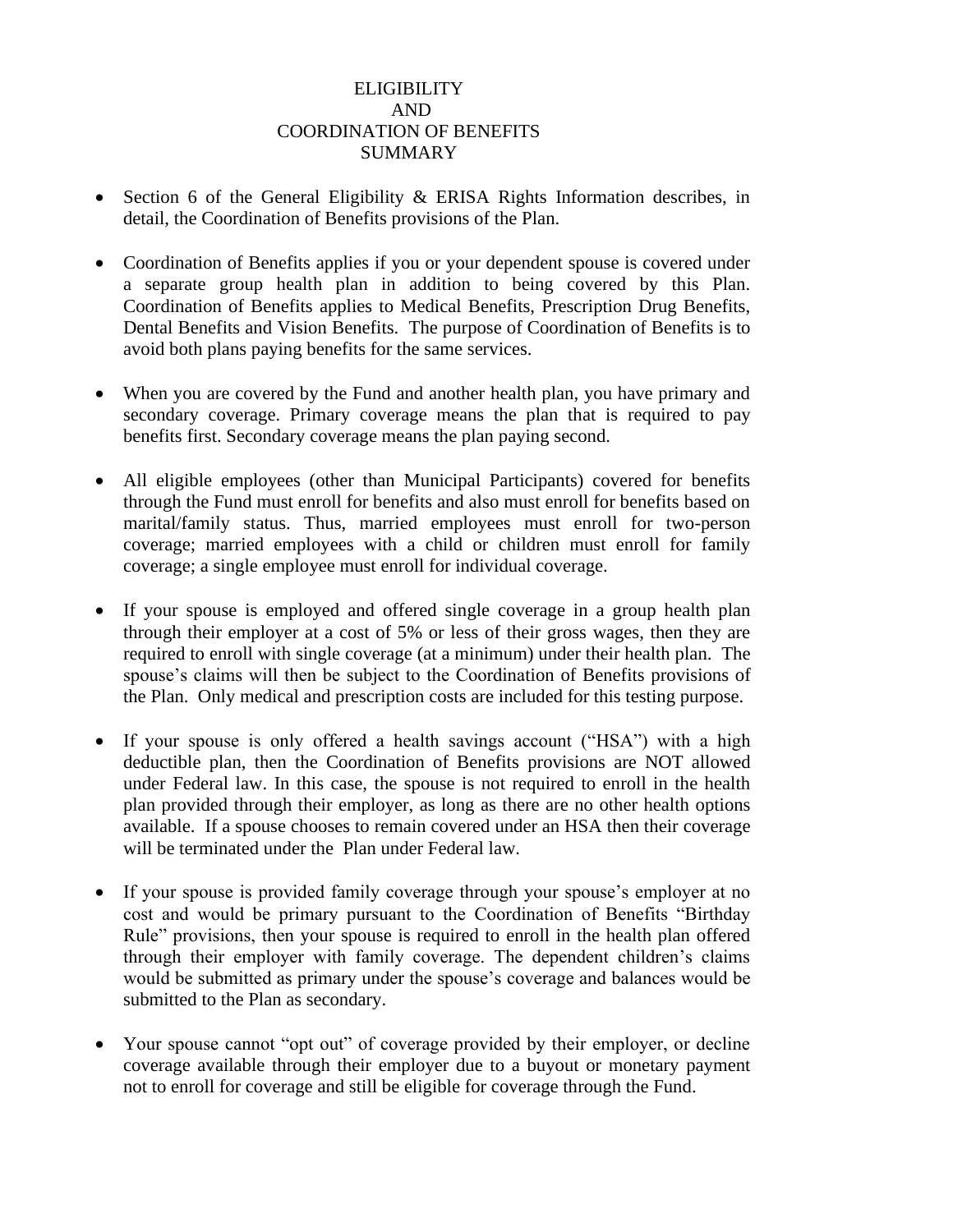# ELIGIBILITY AND COORDINATION OF BENEFITS SUMMARY

- Section 6 of the General Eligibility & ERISA Rights Information describes, in detail, the Coordination of Benefits provisions of the Plan.

- Coordination of Benefits applies if you or your dependent spouse is covered under a separate group health plan in addition to being covered by this Plan. Coordination of Benefits applies to Medical Benefits, Prescription Drug Benefits, Dental Benefits and Vision Benefits. The purpose of Coordination of Benefits is to avoid both plans paying benefits for the same services.

- When you are covered by the Fund and another health plan, you have primary and secondary coverage. Primary coverage means the plan that is required to pay benefits first. Secondary coverage means the plan paying second.

- All eligible employees (other than Municipal Participants) covered for benefits through the Fund must enroll for benefits and also must enroll for benefits based on marital/family status. Thus, married employees must enroll for two-person coverage; married employees with a child or children must enroll for family coverage; a single employee must enroll for individual coverage.

- If your spouse is employed and offered single coverage in a group health plan through their employer at a cost of 5% or less of their gross wages, then they are required to enroll with single coverage (at a minimum) under their health plan. The spouse's claims will then be subject to the Coordination of Benefits provisions of the Plan. Only medical and prescription costs are included for this testing purpose.

- If your spouse is only offered a health savings account ("HSA") with a high deductible plan, then the Coordination of Benefits provisions are NOT allowed under Federal law. In this case, the spouse is not required to enroll in the health plan provided through their employer, as long as there are no other health options available. If a spouse chooses to remain covered under an HSA then their coverage will be terminated under the Plan under Federal law.

- If your spouse is provided family coverage through your spouse's employer at no cost and would be primary pursuant to the Coordination of Benefits "Birthday Rule" provisions, then your spouse is required to enroll in the health plan offered through their employer with family coverage. The dependent children's claims would be submitted as primary under the spouse's coverage and balances would be submitted to the Plan as secondary.

- Your spouse cannot "opt out" of coverage provided by their employer, or decline coverage available through their employer due to a buyout or monetary payment not to enroll for coverage and still be eligible for coverage through the Fund.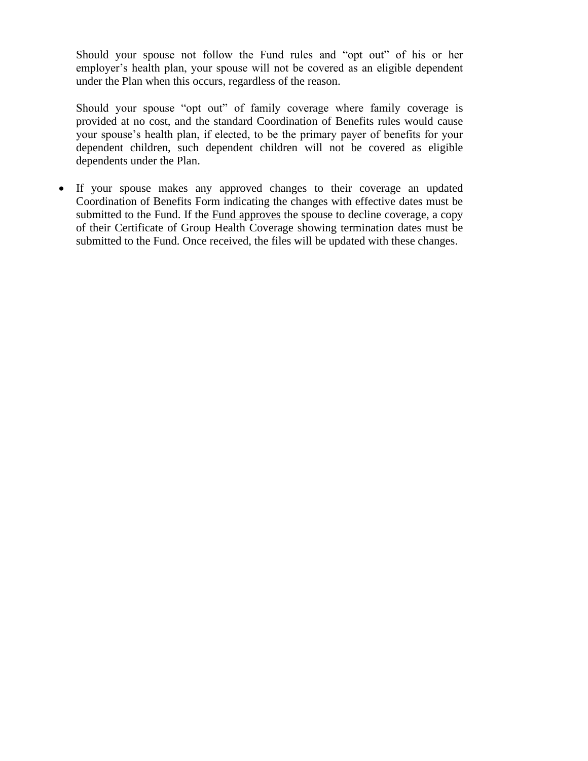Should your spouse not follow the Fund rules and "opt out" of his or her employer's health plan, your spouse will not be covered as an eligible dependent under the Plan when this occurs, regardless of the reason.

Should your spouse "opt out" of family coverage where family coverage is provided at no cost, and the standard Coordination of Benefits rules would cause your spouse's health plan, if elected, to be the primary payer of benefits for your dependent children, such dependent children will not be covered as eligible dependents under the Plan.

- If your spouse makes any approved changes to their coverage an updated Coordination of Benefits Form indicating the changes with effective dates must be submitted to the Fund. If the <u>Fund approves</u> the spouse to decline coverage, a copy of their Certificate of Group Health Coverage showing termination dates must be submitted to the Fund. Once received, the files will be updated with these changes.